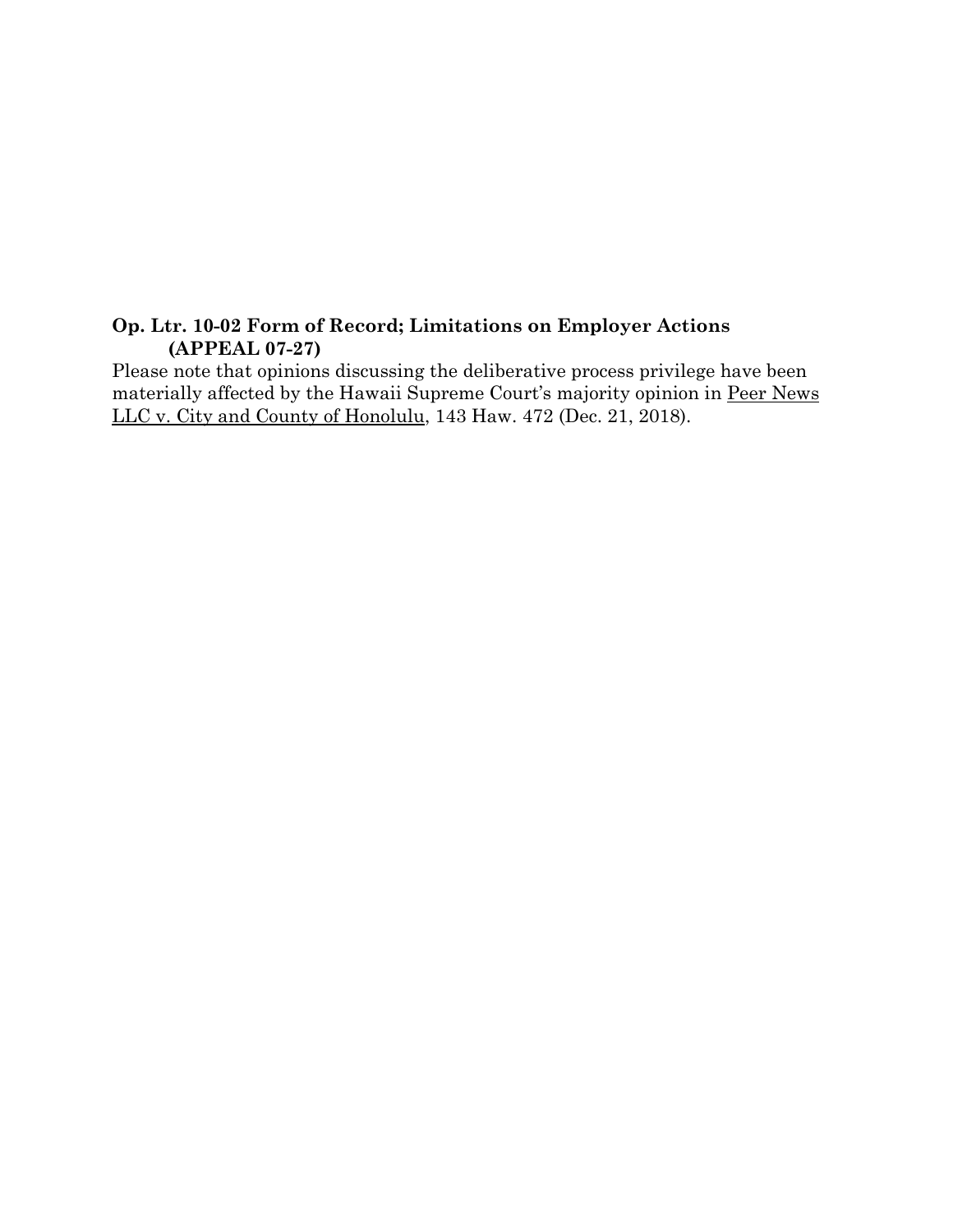**Op. Ltr. 10-02 Form of Record; Limitations on Employer Actions (APPEAL 07-27)**

Please note that opinions discussing the deliberative process privilege have been materially affected by the Hawaii Supreme Court's majority opinion in Peer News LLC v. City and County of Honolulu, 143 Haw. 472 (Dec. 21, 2018).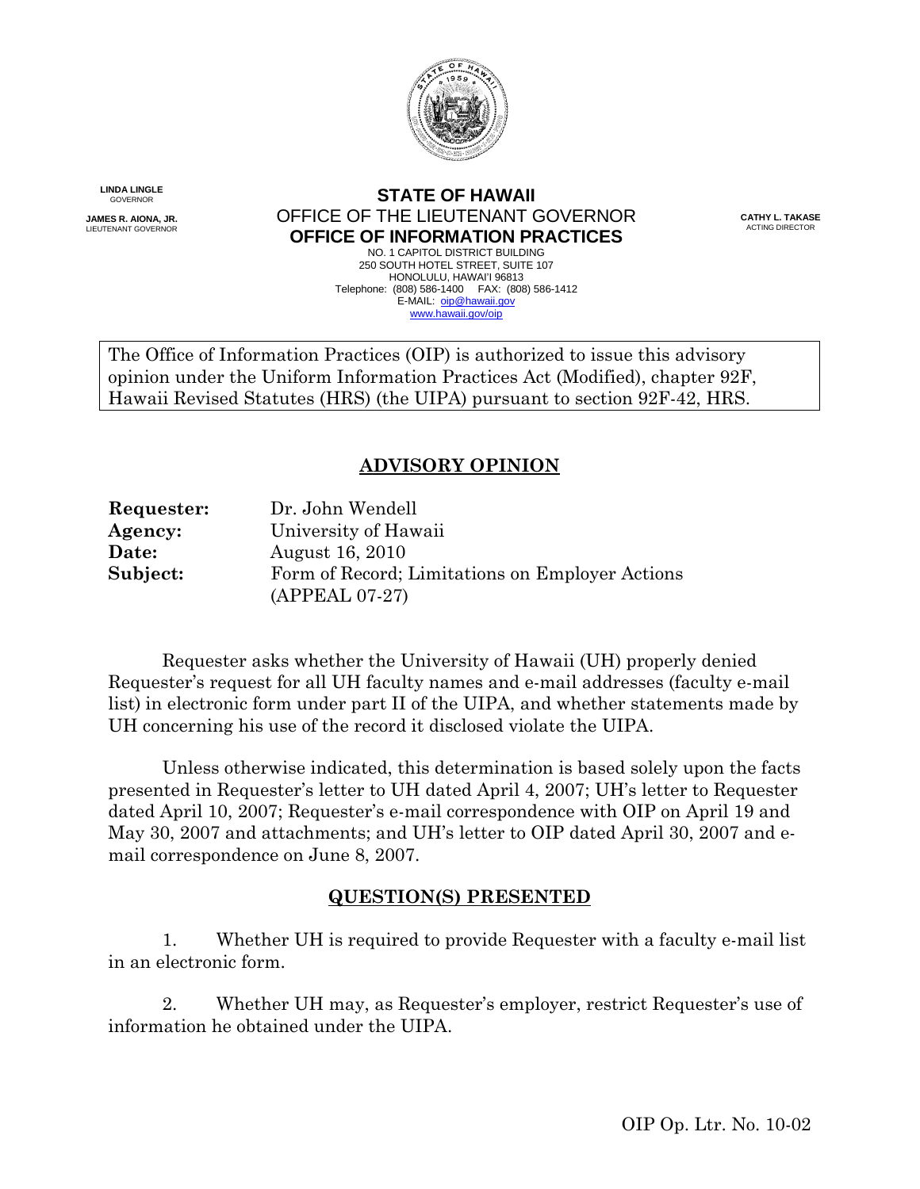STATE OF HAWAII

OFFICE OF THE LIEUTENANT GOVERNOR

**OFFICE OF INFORMATION PRACTICES**

NO. 1 CAPITOL DISTRICT BUILDING
250 SOUTH HOTEL STREET, SUITE 107
HONOLULU, HAWAI'I 96813
Telephone: (808) 586-1400 FAX: (808) 586-1412
E-MAIL: oip@hawaii.gov
www.hawaii.gov/oip

**LINDA LINGLE**
GOVERNOR

**JAMES R. AIONA, JR.**
LIEUTENANT GOVERNOR

**CATHY L. TAKASE**
ACTING DIRECTOR

The Office of Information Practices (OIP) is authorized to issue this advisory opinion under the Uniform Information Practices Act (Modified), chapter 92F, Hawaii Revised Statutes (HRS) (the UIPA) pursuant to section 92F-42, HRS.

## ADVISORY OPINION

| | |
|---|---|
| **Requester:** | Dr. John Wendell |
| **Agency:** | University of Hawaii |
| **Date:** | August 16, 2010 |
| **Subject:** | Form of Record; Limitations on Employer Actions (APPEAL 07-27) |

Requester asks whether the University of Hawaii (UH) properly denied Requester's request for all UH faculty names and e-mail addresses (faculty e-mail list) in electronic form under part II of the UIPA, and whether statements made by UH concerning his use of the record it disclosed violate the UIPA.

Unless otherwise indicated, this determination is based solely upon the facts presented in Requester's letter to UH dated April 4, 2007; UH's letter to Requester dated April 10, 2007; Requester's e-mail correspondence with OIP on April 19 and May 30, 2007 and attachments; and UH's letter to OIP dated April 30, 2007 and e-mail correspondence on June 8, 2007.

## QUESTION(S) PRESENTED

1. Whether UH is required to provide Requester with a faculty e-mail list in an electronic form.

2. Whether UH may, as Requester's employer, restrict Requester's use of information he obtained under the UIPA.

OIP Op. Ltr. No. 10-02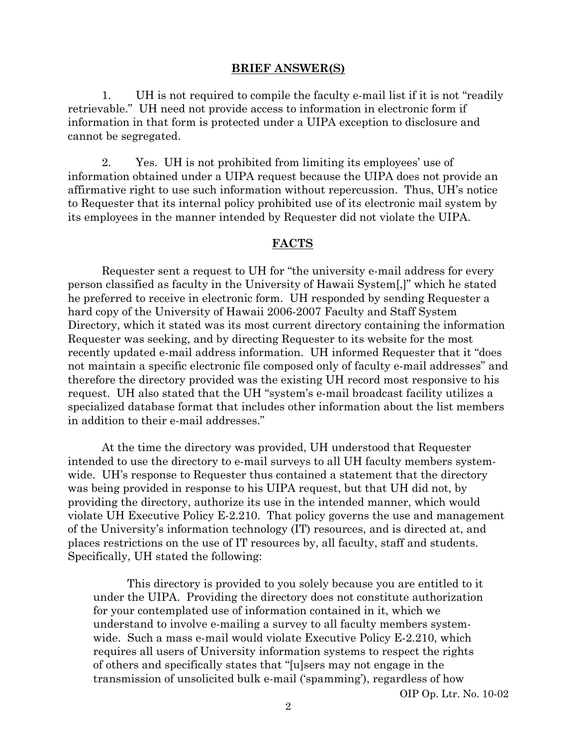## BRIEF ANSWER(S)

1. UH is not required to compile the faculty e-mail list if it is not "readily retrievable." UH need not provide access to information in electronic form if information in that form is protected under a UIPA exception to disclosure and cannot be segregated.

2. Yes. UH is not prohibited from limiting its employees' use of information obtained under a UIPA request because the UIPA does not provide an affirmative right to use such information without repercussion. Thus, UH's notice to Requester that its internal policy prohibited use of its electronic mail system by its employees in the manner intended by Requester did not violate the UIPA.

## FACTS

Requester sent a request to UH for "the university e-mail address for every person classified as faculty in the University of Hawaii System[,]" which he stated he preferred to receive in electronic form. UH responded by sending Requester a hard copy of the University of Hawaii 2006-2007 Faculty and Staff System Directory, which it stated was its most current directory containing the information Requester was seeking, and by directing Requester to its website for the most recently updated e-mail address information. UH informed Requester that it "does not maintain a specific electronic file composed only of faculty e-mail addresses" and therefore the directory provided was the existing UH record most responsive to his request. UH also stated that the UH "system's e-mail broadcast facility utilizes a specialized database format that includes other information about the list members in addition to their e-mail addresses."

At the time the directory was provided, UH understood that Requester intended to use the directory to e-mail surveys to all UH faculty members system-wide. UH's response to Requester thus contained a statement that the directory was being provided in response to his UIPA request, but that UH did not, by providing the directory, authorize its use in the intended manner, which would violate UH Executive Policy E-2.210. That policy governs the use and management of the University's information technology (IT) resources, and is directed at, and places restrictions on the use of IT resources by, all faculty, staff and students. Specifically, UH stated the following:

> This directory is provided to you solely because you are entitled to it under the UIPA. Providing the directory does not constitute authorization for your contemplated use of information contained in it, which we understand to involve e-mailing a survey to all faculty members system-wide. Such a mass e-mail would violate Executive Policy E-2.210, which requires all users of University information systems to respect the rights of others and specifically states that "[u]sers may not engage in the transmission of unsolicited bulk e-mail ('spamming'), regardless of how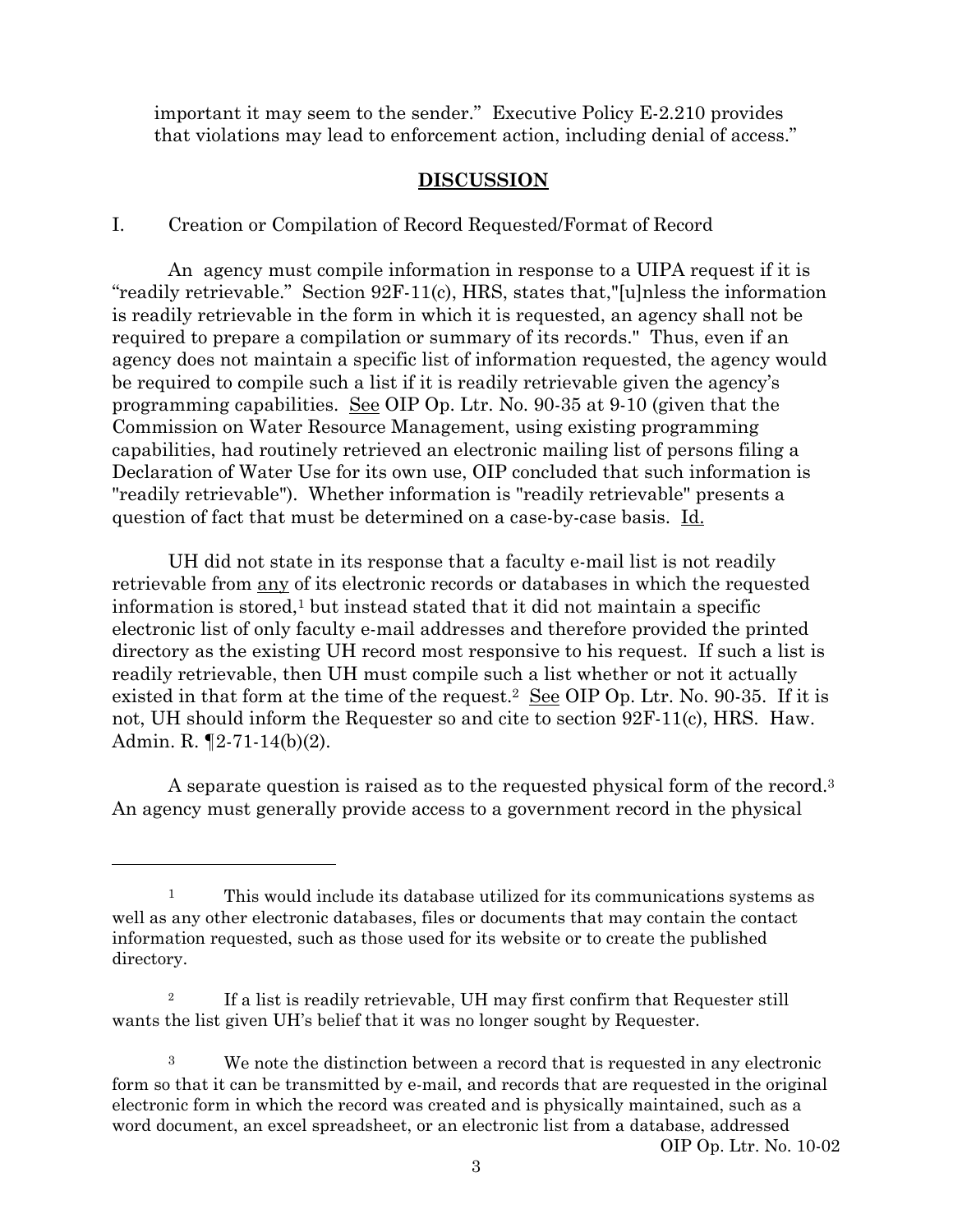important it may seem to the sender." Executive Policy E-2.210 provides that violations may lead to enforcement action, including denial of access."

## DISCUSSION

I. Creation or Compilation of Record Requested/Format of Record

An agency must compile information in response to a UIPA request if it is "readily retrievable." Section 92F-11(c), HRS, states that,"[u]nless the information is readily retrievable in the form in which it is requested, an agency shall not be required to prepare a compilation or summary of its records." Thus, even if an agency does not maintain a specific list of information requested, the agency would be required to compile such a list if it is readily retrievable given the agency's programming capabilities. See OIP Op. Ltr. No. 90-35 at 9-10 (given that the Commission on Water Resource Management, using existing programming capabilities, had routinely retrieved an electronic mailing list of persons filing a Declaration of Water Use for its own use, OIP concluded that such information is "readily retrievable"). Whether information is "readily retrievable" presents a question of fact that must be determined on a case-by-case basis. Id.

UH did not state in its response that a faculty e-mail list is not readily retrievable from any of its electronic records or databases in which the requested information is stored,[1] but instead stated that it did not maintain a specific electronic list of only faculty e-mail addresses and therefore provided the printed directory as the existing UH record most responsive to his request. If such a list is readily retrievable, then UH must compile such a list whether or not it actually existed in that form at the time of the request.[2] See OIP Op. Ltr. No. 90-35. If it is not, UH should inform the Requester so and cite to section 92F-11(c), HRS. Haw. Admin. R. ¶2-71-14(b)(2).

A separate question is raised as to the requested physical form of the record.[3] An agency must generally provide access to a government record in the physical

---

[1] This would include its database utilized for its communications systems as well as any other electronic databases, files or documents that may contain the contact information requested, such as those used for its website or to create the published directory.

[2] If a list is readily retrievable, UH may first confirm that Requester still wants the list given UH's belief that it was no longer sought by Requester.

[3] We note the distinction between a record that is requested in any electronic form so that it can be transmitted by e-mail, and records that are requested in the original electronic form in which the record was created and is physically maintained, such as a word document, an excel spreadsheet, or an electronic list from a database, addressed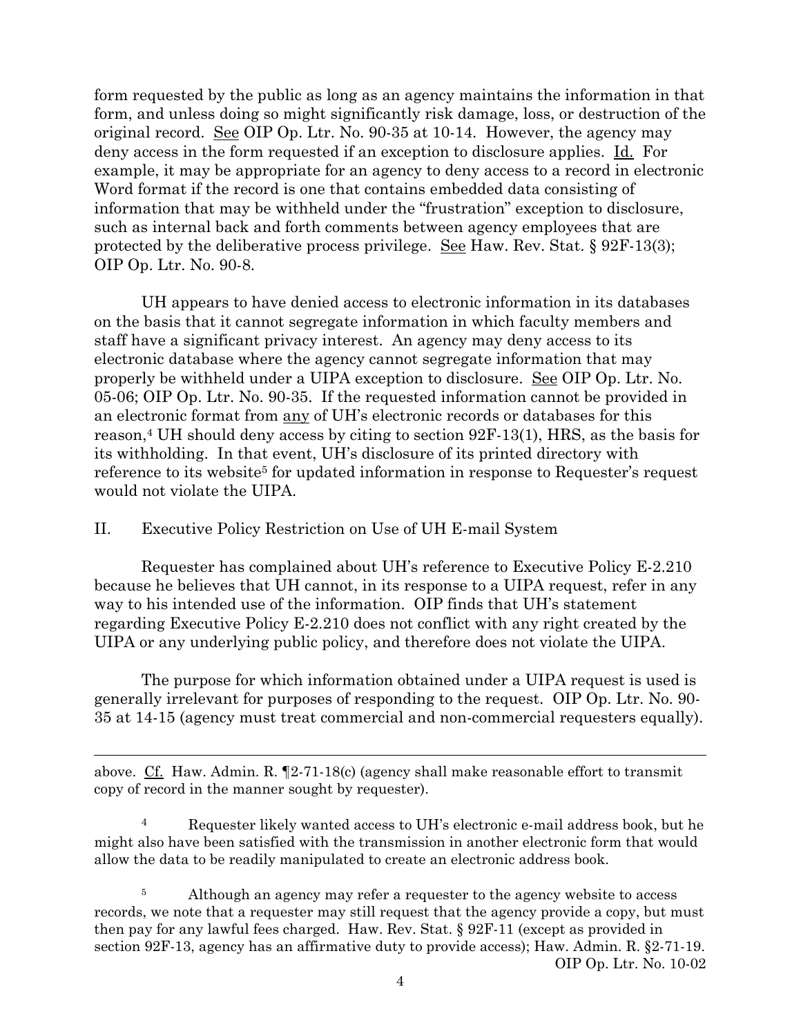form requested by the public as long as an agency maintains the information in that form, and unless doing so might significantly risk damage, loss, or destruction of the original record. See OIP Op. Ltr. No. 90-35 at 10-14. However, the agency may deny access in the form requested if an exception to disclosure applies. Id. For example, it may be appropriate for an agency to deny access to a record in electronic Word format if the record is one that contains embedded data consisting of information that may be withheld under the "frustration" exception to disclosure, such as internal back and forth comments between agency employees that are protected by the deliberative process privilege. See Haw. Rev. Stat. § 92F-13(3); OIP Op. Ltr. No. 90-8.

UH appears to have denied access to electronic information in its databases on the basis that it cannot segregate information in which faculty members and staff have a significant privacy interest. An agency may deny access to its electronic database where the agency cannot segregate information that may properly be withheld under a UIPA exception to disclosure. See OIP Op. Ltr. No. 05-06; OIP Op. Ltr. No. 90-35. If the requested information cannot be provided in an electronic format from any of UH's electronic records or databases for this reason,[4] UH should deny access by citing to section 92F-13(1), HRS, as the basis for its withholding. In that event, UH's disclosure of its printed directory with reference to its website[5] for updated information in response to Requester's request would not violate the UIPA.

## II. Executive Policy Restriction on Use of UH E-mail System

Requester has complained about UH's reference to Executive Policy E-2.210 because he believes that UH cannot, in its response to a UIPA request, refer in any way to his intended use of the information. OIP finds that UH's statement regarding Executive Policy E-2.210 does not conflict with any right created by the UIPA or any underlying public policy, and therefore does not violate the UIPA.

The purpose for which information obtained under a UIPA request is used is generally irrelevant for purposes of responding to the request. OIP Op. Ltr. No. 90-35 at 14-15 (agency must treat commercial and non-commercial requesters equally).

---

above. Cf. Haw. Admin. R. ¶2-71-18(c) (agency shall make reasonable effort to transmit copy of record in the manner sought by requester).

[4] Requester likely wanted access to UH's electronic e-mail address book, but he might also have been satisfied with the transmission in another electronic form that would allow the data to be readily manipulated to create an electronic address book.

[5] Although an agency may refer a requester to the agency website to access records, we note that a requester may still request that the agency provide a copy, but must then pay for any lawful fees charged. Haw. Rev. Stat. § 92F-11 (except as provided in section 92F-13, agency has an affirmative duty to provide access); Haw. Admin. R. §2-71-19.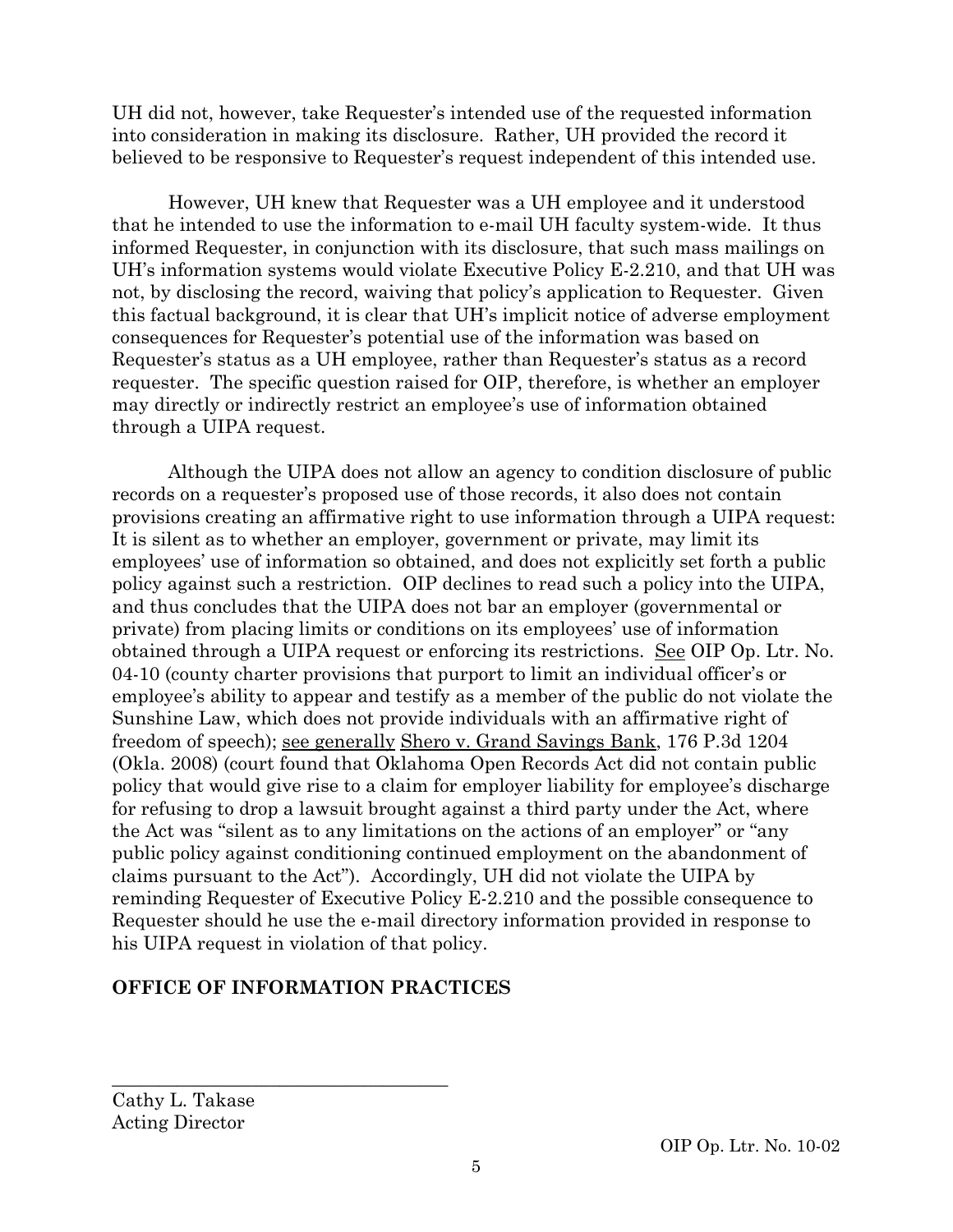UH did not, however, take Requester's intended use of the requested information into consideration in making its disclosure. Rather, UH provided the record it believed to be responsive to Requester's request independent of this intended use.

However, UH knew that Requester was a UH employee and it understood that he intended to use the information to e-mail UH faculty system-wide. It thus informed Requester, in conjunction with its disclosure, that such mass mailings on UH's information systems would violate Executive Policy E-2.210, and that UH was not, by disclosing the record, waiving that policy's application to Requester. Given this factual background, it is clear that UH's implicit notice of adverse employment consequences for Requester's potential use of the information was based on Requester's status as a UH employee, rather than Requester's status as a record requester. The specific question raised for OIP, therefore, is whether an employer may directly or indirectly restrict an employee's use of information obtained through a UIPA request.

Although the UIPA does not allow an agency to condition disclosure of public records on a requester's proposed use of those records, it also does not contain provisions creating an affirmative right to use information through a UIPA request: It is silent as to whether an employer, government or private, may limit its employees' use of information so obtained, and does not explicitly set forth a public policy against such a restriction. OIP declines to read such a policy into the UIPA, and thus concludes that the UIPA does not bar an employer (governmental or private) from placing limits or conditions on its employees' use of information obtained through a UIPA request or enforcing its restrictions. <u>See</u> OIP Op. Ltr. No. 04-10 (county charter provisions that purport to limit an individual officer's or employee's ability to appear and testify as a member of the public do not violate the Sunshine Law, which does not provide individuals with an affirmative right of freedom of speech); <u>see generally</u> <u>Shero v. Grand Savings Bank</u>, 176 P.3d 1204 (Okla. 2008) (court found that Oklahoma Open Records Act did not contain public policy that would give rise to a claim for employer liability for employee's discharge for refusing to drop a lawsuit brought against a third party under the Act, where the Act was "silent as to any limitations on the actions of an employer" or "any public policy against conditioning continued employment on the abandonment of claims pursuant to the Act"). Accordingly, UH did not violate the UIPA by reminding Requester of Executive Policy E-2.210 and the possible consequence to Requester should he use the e-mail directory information provided in response to his UIPA request in violation of that policy.

**OFFICE OF INFORMATION PRACTICES**

\_\_\_\_\_\_\_\_\_\_\_\_\_\_\_\_\_\_\_\_\_\_\_\_\_\_\_\_\_\_\_\_\_\_\_\_

Cathy L. Takase
Acting Director

OIP Op. Ltr. No. 10-02